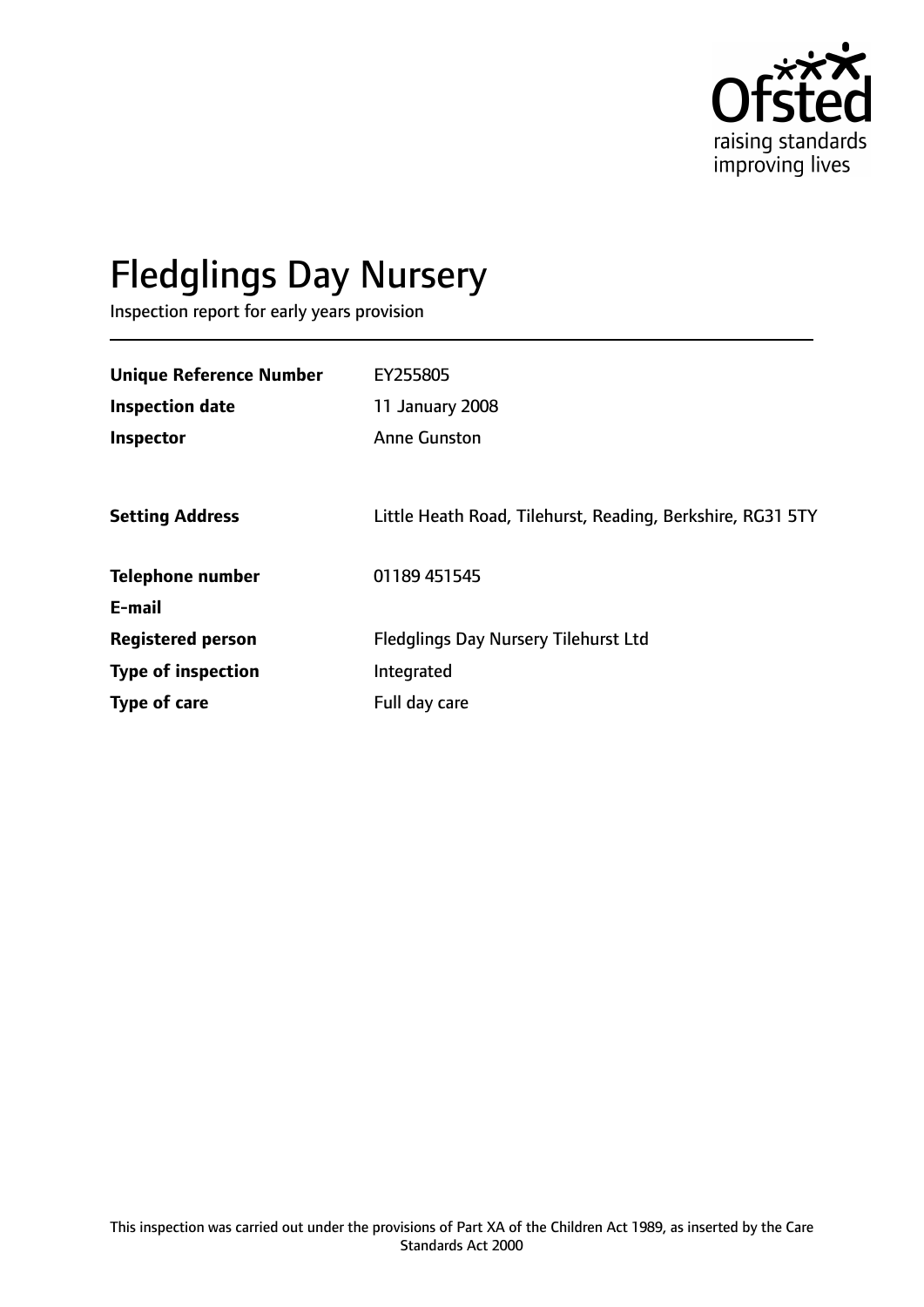Ofsted
raising standards
improving lives

# Fledglings Day Nursery

Inspection report for early years provision

| | |
|---|---|
| **Unique Reference Number** | EY255805 |
| **Inspection date** | 11 January 2008 |
| **Inspector** | Anne Gunston |
| | |
| **Setting Address** | Little Heath Road, Tilehurst, Reading, Berkshire, RG31 5TY |
| | |
| **Telephone number** | 01189 451545 |
| **E-mail** | |
| **Registered person** | Fledglings Day Nursery Tilehurst Ltd |
| **Type of inspection** | Integrated |
| **Type of care** | Full day care |

This inspection was carried out under the provisions of Part XA of the Children Act 1989, as inserted by the Care Standards Act 2000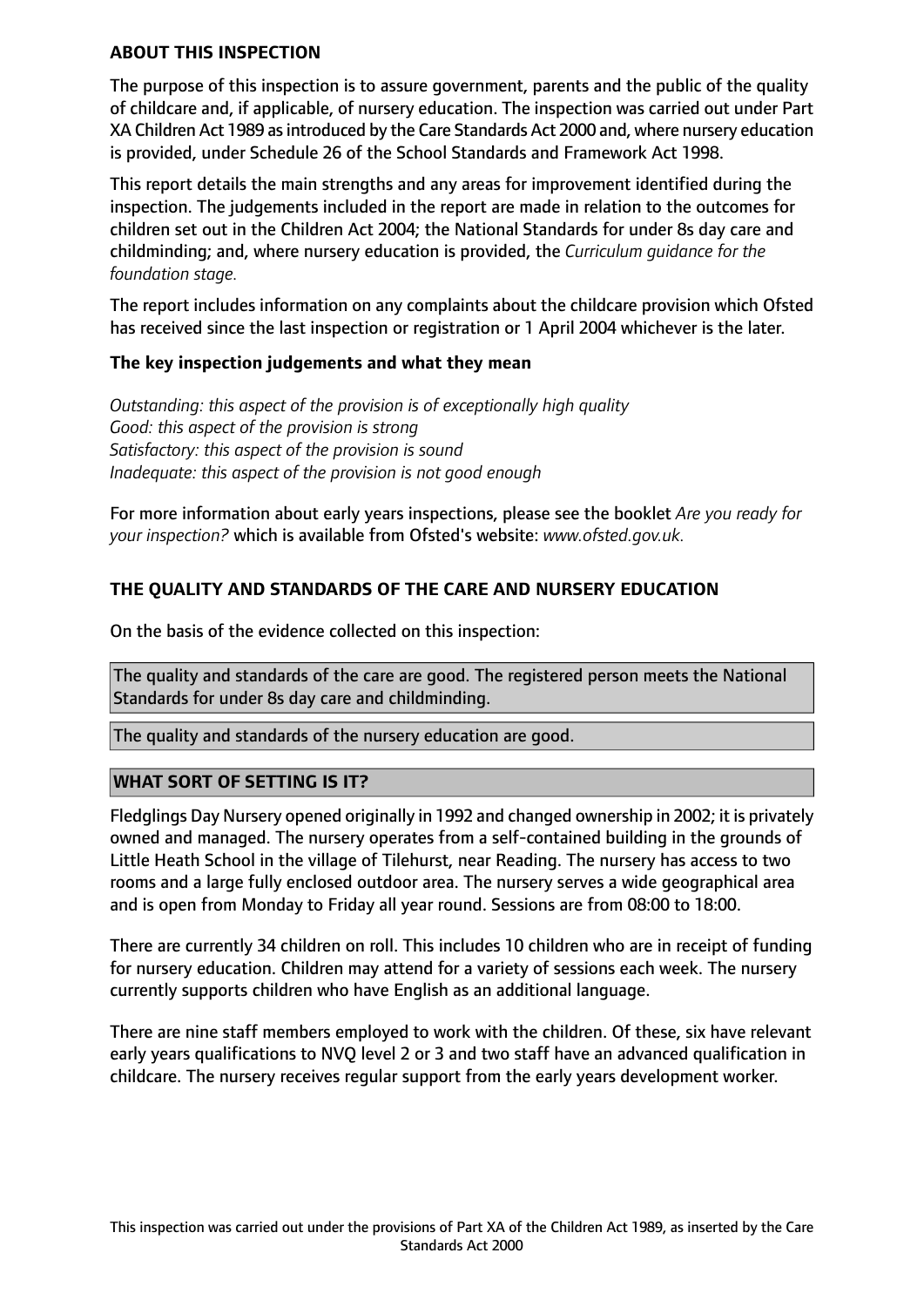### ABOUT THIS INSPECTION

The purpose of this inspection is to assure government, parents and the public of the quality of childcare and, if applicable, of nursery education. The inspection was carried out under Part XA Children Act 1989 as introduced by the Care Standards Act 2000 and, where nursery education is provided, under Schedule 26 of the School Standards and Framework Act 1998.

This report details the main strengths and any areas for improvement identified during the inspection. The judgements included in the report are made in relation to the outcomes for children set out in the Children Act 2004; the National Standards for under 8s day care and childminding; and, where nursery education is provided, the *Curriculum guidance for the foundation stage.*

The report includes information on any complaints about the childcare provision which Ofsted has received since the last inspection or registration or 1 April 2004 whichever is the later.

#### The key inspection judgements and what they mean

*Outstanding: this aspect of the provision is of exceptionally high quality*
*Good: this aspect of the provision is strong*
*Satisfactory: this aspect of the provision is sound*
*Inadequate: this aspect of the provision is not good enough*

For more information about early years inspections, please see the booklet *Are you ready for your inspection?* which is available from Ofsted's website: *www.ofsted.gov.uk.*

### THE QUALITY AND STANDARDS OF THE CARE AND NURSERY EDUCATION

On the basis of the evidence collected on this inspection:

The quality and standards of the care are good. The registered person meets the National Standards for under 8s day care and childminding.

The quality and standards of the nursery education are good.

### WHAT SORT OF SETTING IS IT?

Fledglings Day Nursery opened originally in 1992 and changed ownership in 2002; it is privately owned and managed. The nursery operates from a self-contained building in the grounds of Little Heath School in the village of Tilehurst, near Reading. The nursery has access to two rooms and a large fully enclosed outdoor area. The nursery serves a wide geographical area and is open from Monday to Friday all year round. Sessions are from 08:00 to 18:00.

There are currently 34 children on roll. This includes 10 children who are in receipt of funding for nursery education. Children may attend for a variety of sessions each week. The nursery currently supports children who have English as an additional language.

There are nine staff members employed to work with the children. Of these, six have relevant early years qualifications to NVQ level 2 or 3 and two staff have an advanced qualification in childcare. The nursery receives regular support from the early years development worker.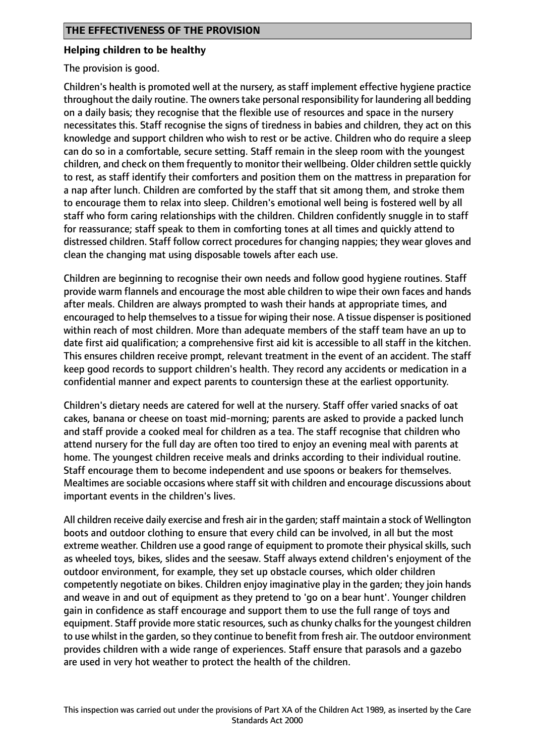## THE EFFECTIVENESS OF THE PROVISION

### Helping children to be healthy

The provision is good.

Children's health is promoted well at the nursery, as staff implement effective hygiene practice throughout the daily routine. The owners take personal responsibility for laundering all bedding on a daily basis; they recognise that the flexible use of resources and space in the nursery necessitates this. Staff recognise the signs of tiredness in babies and children, they act on this knowledge and support children who wish to rest or be active. Children who do require a sleep can do so in a comfortable, secure setting. Staff remain in the sleep room with the youngest children, and check on them frequently to monitor their wellbeing. Older children settle quickly to rest, as staff identify their comforters and position them on the mattress in preparation for a nap after lunch. Children are comforted by the staff that sit among them, and stroke them to encourage them to relax into sleep. Children's emotional well being is fostered well by all staff who form caring relationships with the children. Children confidently snuggle in to staff for reassurance; staff speak to them in comforting tones at all times and quickly attend to distressed children. Staff follow correct procedures for changing nappies; they wear gloves and clean the changing mat using disposable towels after each use.

Children are beginning to recognise their own needs and follow good hygiene routines. Staff provide warm flannels and encourage the most able children to wipe their own faces and hands after meals. Children are always prompted to wash their hands at appropriate times, and encouraged to help themselves to a tissue for wiping their nose. A tissue dispenser is positioned within reach of most children. More than adequate members of the staff team have an up to date first aid qualification; a comprehensive first aid kit is accessible to all staff in the kitchen. This ensures children receive prompt, relevant treatment in the event of an accident. The staff keep good records to support children's health. They record any accidents or medication in a confidential manner and expect parents to countersign these at the earliest opportunity.

Children's dietary needs are catered for well at the nursery. Staff offer varied snacks of oat cakes, banana or cheese on toast mid-morning; parents are asked to provide a packed lunch and staff provide a cooked meal for children as a tea. The staff recognise that children who attend nursery for the full day are often too tired to enjoy an evening meal with parents at home. The youngest children receive meals and drinks according to their individual routine. Staff encourage them to become independent and use spoons or beakers for themselves. Mealtimes are sociable occasions where staff sit with children and encourage discussions about important events in the children's lives.

All children receive daily exercise and fresh air in the garden; staff maintain a stock of Wellington boots and outdoor clothing to ensure that every child can be involved, in all but the most extreme weather. Children use a good range of equipment to promote their physical skills, such as wheeled toys, bikes, slides and the seesaw. Staff always extend children's enjoyment of the outdoor environment, for example, they set up obstacle courses, which older children competently negotiate on bikes. Children enjoy imaginative play in the garden; they join hands and weave in and out of equipment as they pretend to 'go on a bear hunt'. Younger children gain in confidence as staff encourage and support them to use the full range of toys and equipment. Staff provide more static resources, such as chunky chalks for the youngest children to use whilst in the garden, so they continue to benefit from fresh air. The outdoor environment provides children with a wide range of experiences. Staff ensure that parasols and a gazebo are used in very hot weather to protect the health of the children.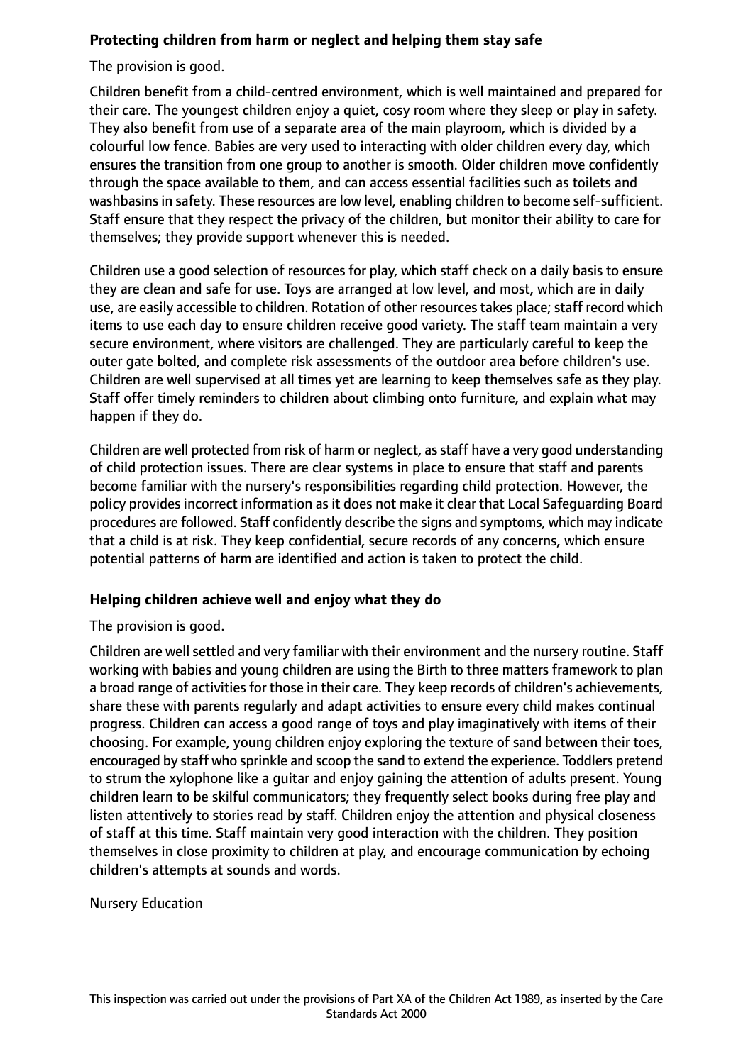**Protecting children from harm or neglect and helping them stay safe**

The provision is good.

Children benefit from a child-centred environment, which is well maintained and prepared for their care. The youngest children enjoy a quiet, cosy room where they sleep or play in safety. They also benefit from use of a separate area of the main playroom, which is divided by a colourful low fence. Babies are very used to interacting with older children every day, which ensures the transition from one group to another is smooth. Older children move confidently through the space available to them, and can access essential facilities such as toilets and washbasins in safety. These resources are low level, enabling children to become self-sufficient. Staff ensure that they respect the privacy of the children, but monitor their ability to care for themselves; they provide support whenever this is needed.

Children use a good selection of resources for play, which staff check on a daily basis to ensure they are clean and safe for use. Toys are arranged at low level, and most, which are in daily use, are easily accessible to children. Rotation of other resources takes place; staff record which items to use each day to ensure children receive good variety. The staff team maintain a very secure environment, where visitors are challenged. They are particularly careful to keep the outer gate bolted, and complete risk assessments of the outdoor area before children's use. Children are well supervised at all times yet are learning to keep themselves safe as they play. Staff offer timely reminders to children about climbing onto furniture, and explain what may happen if they do.

Children are well protected from risk of harm or neglect, as staff have a very good understanding of child protection issues. There are clear systems in place to ensure that staff and parents become familiar with the nursery's responsibilities regarding child protection. However, the policy provides incorrect information as it does not make it clear that Local Safeguarding Board procedures are followed. Staff confidently describe the signs and symptoms, which may indicate that a child is at risk. They keep confidential, secure records of any concerns, which ensure potential patterns of harm are identified and action is taken to protect the child.

**Helping children achieve well and enjoy what they do**

The provision is good.

Children are well settled and very familiar with their environment and the nursery routine. Staff working with babies and young children are using the Birth to three matters framework to plan a broad range of activities for those in their care. They keep records of children's achievements, share these with parents regularly and adapt activities to ensure every child makes continual progress. Children can access a good range of toys and play imaginatively with items of their choosing. For example, young children enjoy exploring the texture of sand between their toes, encouraged by staff who sprinkle and scoop the sand to extend the experience. Toddlers pretend to strum the xylophone like a guitar and enjoy gaining the attention of adults present. Young children learn to be skilful communicators; they frequently select books during free play and listen attentively to stories read by staff. Children enjoy the attention and physical closeness of staff at this time. Staff maintain very good interaction with the children. They position themselves in close proximity to children at play, and encourage communication by echoing children's attempts at sounds and words.

Nursery Education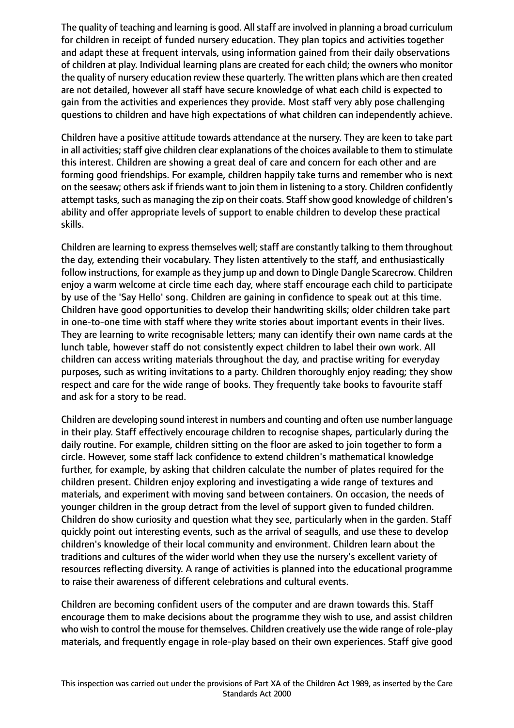The quality of teaching and learning is good. All staff are involved in planning a broad curriculum for children in receipt of funded nursery education. They plan topics and activities together and adapt these at frequent intervals, using information gained from their daily observations of children at play. Individual learning plans are created for each child; the owners who monitor the quality of nursery education review these quarterly. The written plans which are then created are not detailed, however all staff have secure knowledge of what each child is expected to gain from the activities and experiences they provide. Most staff very ably pose challenging questions to children and have high expectations of what children can independently achieve.

Children have a positive attitude towards attendance at the nursery. They are keen to take part in all activities; staff give children clear explanations of the choices available to them to stimulate this interest. Children are showing a great deal of care and concern for each other and are forming good friendships. For example, children happily take turns and remember who is next on the seesaw; others ask if friends want to join them in listening to a story. Children confidently attempt tasks, such as managing the zip on their coats. Staff show good knowledge of children's ability and offer appropriate levels of support to enable children to develop these practical skills.

Children are learning to express themselves well; staff are constantly talking to them throughout the day, extending their vocabulary. They listen attentively to the staff, and enthusiastically follow instructions, for example as they jump up and down to Dingle Dangle Scarecrow. Children enjoy a warm welcome at circle time each day, where staff encourage each child to participate by use of the 'Say Hello' song. Children are gaining in confidence to speak out at this time. Children have good opportunities to develop their handwriting skills; older children take part in one-to-one time with staff where they write stories about important events in their lives. They are learning to write recognisable letters; many can identify their own name cards at the lunch table, however staff do not consistently expect children to label their own work. All children can access writing materials throughout the day, and practise writing for everyday purposes, such as writing invitations to a party. Children thoroughly enjoy reading; they show respect and care for the wide range of books. They frequently take books to favourite staff and ask for a story to be read.

Children are developing sound interest in numbers and counting and often use number language in their play. Staff effectively encourage children to recognise shapes, particularly during the daily routine. For example, children sitting on the floor are asked to join together to form a circle. However, some staff lack confidence to extend children's mathematical knowledge further, for example, by asking that children calculate the number of plates required for the children present. Children enjoy exploring and investigating a wide range of textures and materials, and experiment with moving sand between containers. On occasion, the needs of younger children in the group detract from the level of support given to funded children. Children do show curiosity and question what they see, particularly when in the garden. Staff quickly point out interesting events, such as the arrival of seagulls, and use these to develop children's knowledge of their local community and environment. Children learn about the traditions and cultures of the wider world when they use the nursery's excellent variety of resources reflecting diversity. A range of activities is planned into the educational programme to raise their awareness of different celebrations and cultural events.

Children are becoming confident users of the computer and are drawn towards this. Staff encourage them to make decisions about the programme they wish to use, and assist children who wish to control the mouse for themselves. Children creatively use the wide range of role-play materials, and frequently engage in role-play based on their own experiences. Staff give good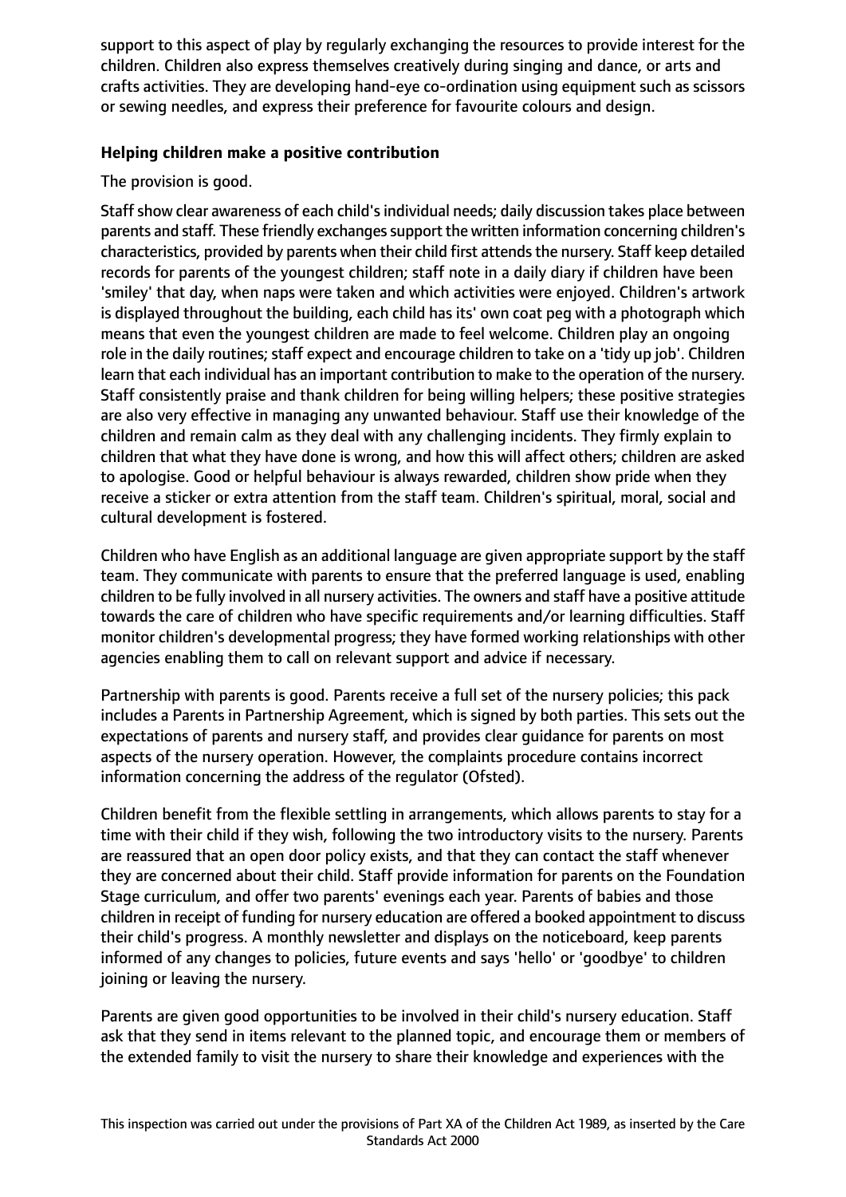support to this aspect of play by regularly exchanging the resources to provide interest for the children. Children also express themselves creatively during singing and dance, or arts and crafts activities. They are developing hand-eye co-ordination using equipment such as scissors or sewing needles, and express their preference for favourite colours and design.

### Helping children make a positive contribution

The provision is good.

Staff show clear awareness of each child's individual needs; daily discussion takes place between parents and staff. These friendly exchanges support the written information concerning children's characteristics, provided by parents when their child first attends the nursery. Staff keep detailed records for parents of the youngest children; staff note in a daily diary if children have been 'smiley' that day, when naps were taken and which activities were enjoyed. Children's artwork is displayed throughout the building, each child has its' own coat peg with a photograph which means that even the youngest children are made to feel welcome. Children play an ongoing role in the daily routines; staff expect and encourage children to take on a 'tidy up job'. Children learn that each individual has an important contribution to make to the operation of the nursery. Staff consistently praise and thank children for being willing helpers; these positive strategies are also very effective in managing any unwanted behaviour. Staff use their knowledge of the children and remain calm as they deal with any challenging incidents. They firmly explain to children that what they have done is wrong, and how this will affect others; children are asked to apologise. Good or helpful behaviour is always rewarded, children show pride when they receive a sticker or extra attention from the staff team. Children's spiritual, moral, social and cultural development is fostered.

Children who have English as an additional language are given appropriate support by the staff team. They communicate with parents to ensure that the preferred language is used, enabling children to be fully involved in all nursery activities. The owners and staff have a positive attitude towards the care of children who have specific requirements and/or learning difficulties. Staff monitor children's developmental progress; they have formed working relationships with other agencies enabling them to call on relevant support and advice if necessary.

Partnership with parents is good. Parents receive a full set of the nursery policies; this pack includes a Parents in Partnership Agreement, which is signed by both parties. This sets out the expectations of parents and nursery staff, and provides clear guidance for parents on most aspects of the nursery operation. However, the complaints procedure contains incorrect information concerning the address of the regulator (Ofsted).

Children benefit from the flexible settling in arrangements, which allows parents to stay for a time with their child if they wish, following the two introductory visits to the nursery. Parents are reassured that an open door policy exists, and that they can contact the staff whenever they are concerned about their child. Staff provide information for parents on the Foundation Stage curriculum, and offer two parents' evenings each year. Parents of babies and those children in receipt of funding for nursery education are offered a booked appointment to discuss their child's progress. A monthly newsletter and displays on the noticeboard, keep parents informed of any changes to policies, future events and says 'hello' or 'goodbye' to children joining or leaving the nursery.

Parents are given good opportunities to be involved in their child's nursery education. Staff ask that they send in items relevant to the planned topic, and encourage them or members of the extended family to visit the nursery to share their knowledge and experiences with the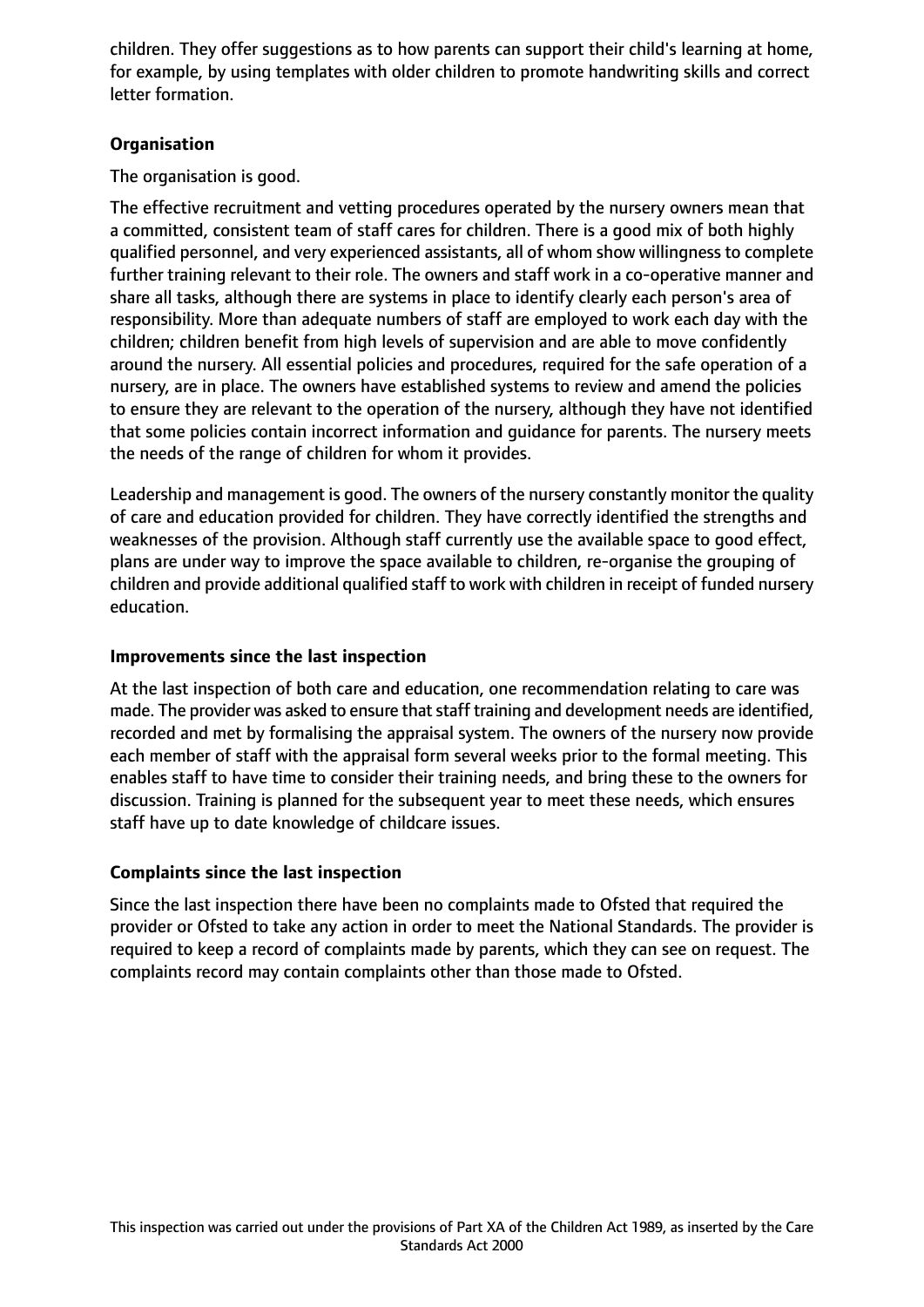children. They offer suggestions as to how parents can support their child's learning at home, for example, by using templates with older children to promote handwriting skills and correct letter formation.

### Organisation

The organisation is good.

The effective recruitment and vetting procedures operated by the nursery owners mean that a committed, consistent team of staff cares for children. There is a good mix of both highly qualified personnel, and very experienced assistants, all of whom show willingness to complete further training relevant to their role. The owners and staff work in a co-operative manner and share all tasks, although there are systems in place to identify clearly each person's area of responsibility. More than adequate numbers of staff are employed to work each day with the children; children benefit from high levels of supervision and are able to move confidently around the nursery. All essential policies and procedures, required for the safe operation of a nursery, are in place. The owners have established systems to review and amend the policies to ensure they are relevant to the operation of the nursery, although they have not identified that some policies contain incorrect information and guidance for parents. The nursery meets the needs of the range of children for whom it provides.

Leadership and management is good. The owners of the nursery constantly monitor the quality of care and education provided for children. They have correctly identified the strengths and weaknesses of the provision. Although staff currently use the available space to good effect, plans are under way to improve the space available to children, re-organise the grouping of children and provide additional qualified staff to work with children in receipt of funded nursery education.

### Improvements since the last inspection

At the last inspection of both care and education, one recommendation relating to care was made. The provider was asked to ensure that staff training and development needs are identified, recorded and met by formalising the appraisal system. The owners of the nursery now provide each member of staff with the appraisal form several weeks prior to the formal meeting. This enables staff to have time to consider their training needs, and bring these to the owners for discussion. Training is planned for the subsequent year to meet these needs, which ensures staff have up to date knowledge of childcare issues.

### Complaints since the last inspection

Since the last inspection there have been no complaints made to Ofsted that required the provider or Ofsted to take any action in order to meet the National Standards. The provider is required to keep a record of complaints made by parents, which they can see on request. The complaints record may contain complaints other than those made to Ofsted.

This inspection was carried out under the provisions of Part XA of the Children Act 1989, as inserted by the Care Standards Act 2000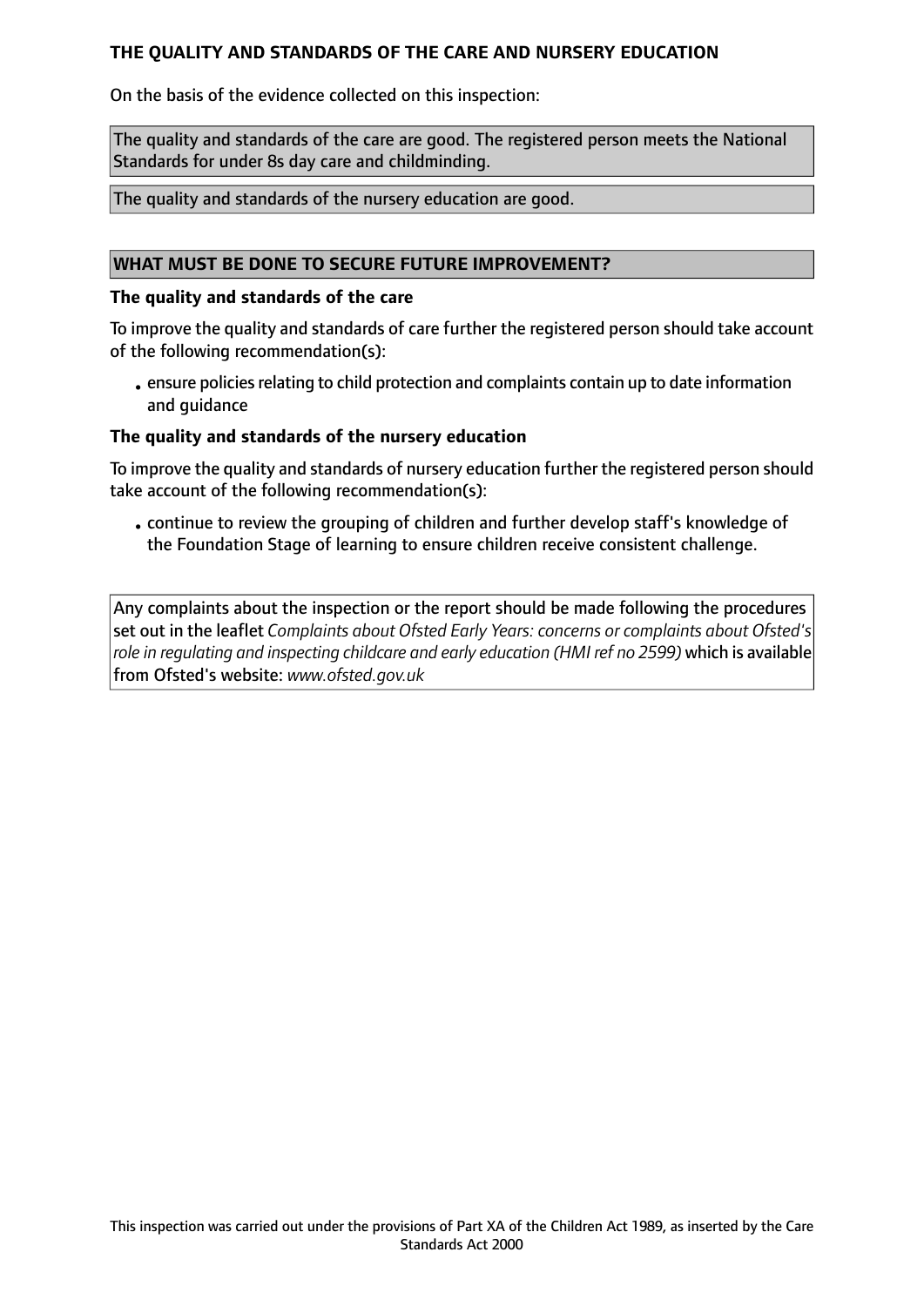## THE QUALITY AND STANDARDS OF THE CARE AND NURSERY EDUCATION

On the basis of the evidence collected on this inspection:

The quality and standards of the care are good. The registered person meets the National Standards for under 8s day care and childminding.

The quality and standards of the nursery education are good.

## WHAT MUST BE DONE TO SECURE FUTURE IMPROVEMENT?

### The quality and standards of the care

To improve the quality and standards of care further the registered person should take account of the following recommendation(s):

- ensure policies relating to child protection and complaints contain up to date information and guidance

### The quality and standards of the nursery education

To improve the quality and standards of nursery education further the registered person should take account of the following recommendation(s):

- continue to review the grouping of children and further develop staff's knowledge of the Foundation Stage of learning to ensure children receive consistent challenge.

Any complaints about the inspection or the report should be made following the procedures set out in the leaflet *Complaints about Ofsted Early Years: concerns or complaints about Ofsted's role in regulating and inspecting childcare and early education (HMI ref no 2599)* which is available from Ofsted's website: *www.ofsted.gov.uk*

This inspection was carried out under the provisions of Part XA of the Children Act 1989, as inserted by the Care Standards Act 2000